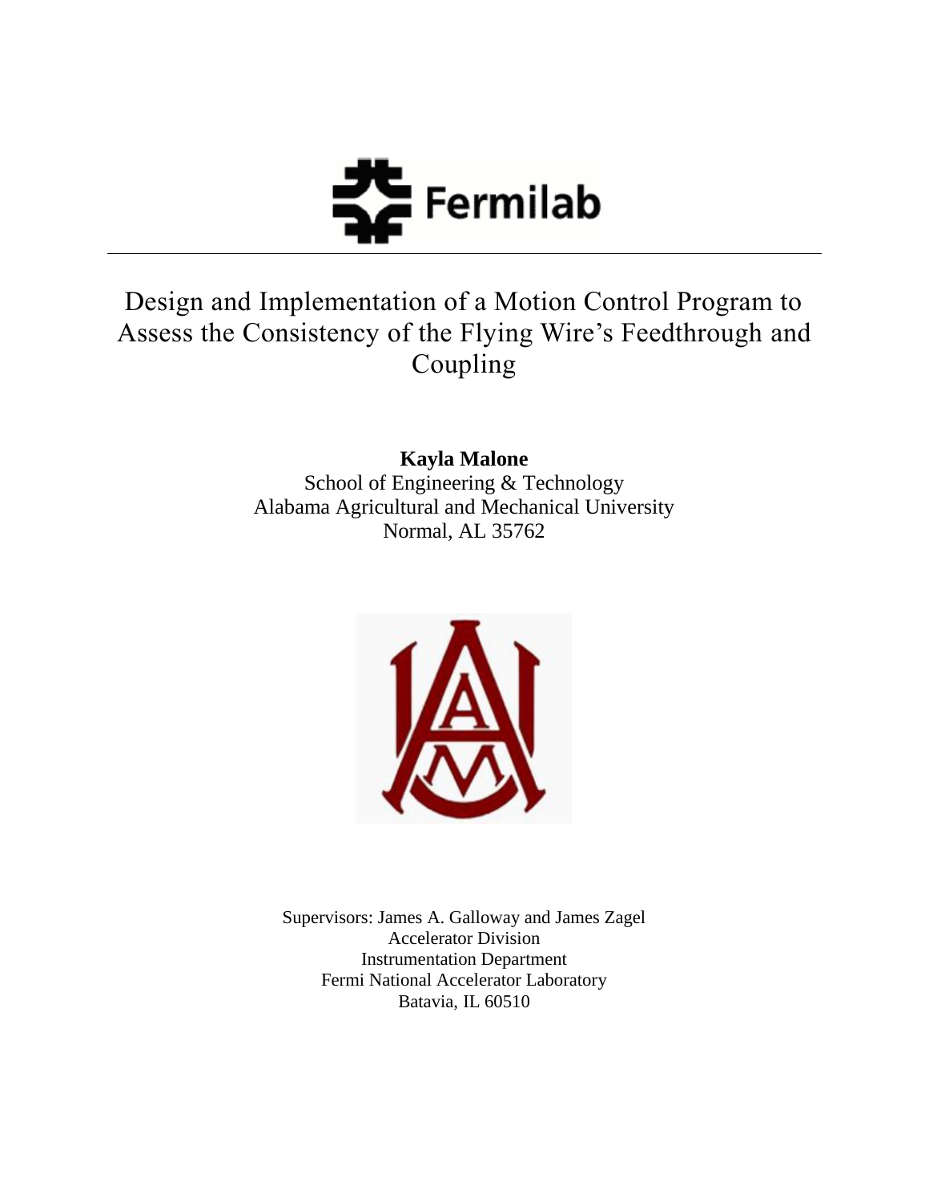Fermilab

# Design and Implementation of a Motion Control Program to Assess the Consistency of the Flying Wire's Feedthrough and Coupling

**Kayla Malone**
School of Engineering & Technology
Alabama Agricultural and Mechanical University
Normal, AL 35762

Supervisors: James A. Galloway and James Zagel
Accelerator Division
Instrumentation Department
Fermi National Accelerator Laboratory
Batavia, IL 60510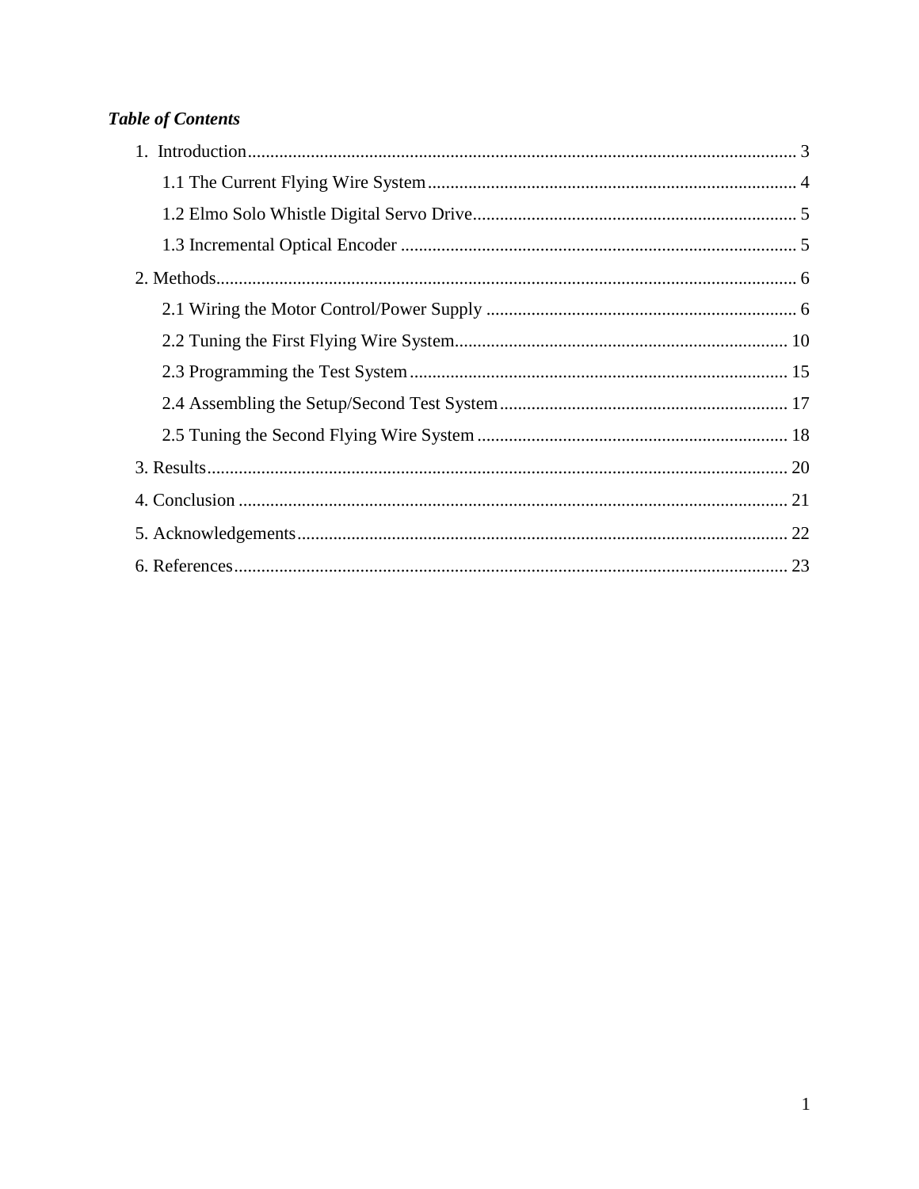***Table of Contents***

1. Introduction ........................................................................................................................ 3
    - 1.1 The Current Flying Wire System ................................................................................ 4
    - 1.2 Elmo Solo Whistle Digital Servo Drive ....................................................................... 5
    - 1.3 Incremental Optical Encoder ...................................................................................... 5
2. Methods ............................................................................................................................... 6
    - 2.1 Wiring the Motor Control/Power Supply ................................................................... 6
    - 2.2 Tuning the First Flying Wire System ........................................................................ 10
    - 2.3 Programming the Test System .................................................................................. 15
    - 2.4 Assembling the Setup/Second Test System ............................................................... 17
    - 2.5 Tuning the Second Flying Wire System .................................................................... 18
3. Results ............................................................................................................................... 20
4. Conclusion ........................................................................................................................ 21
5. Acknowledgements ........................................................................................................... 22
6. References ......................................................................................................................... 23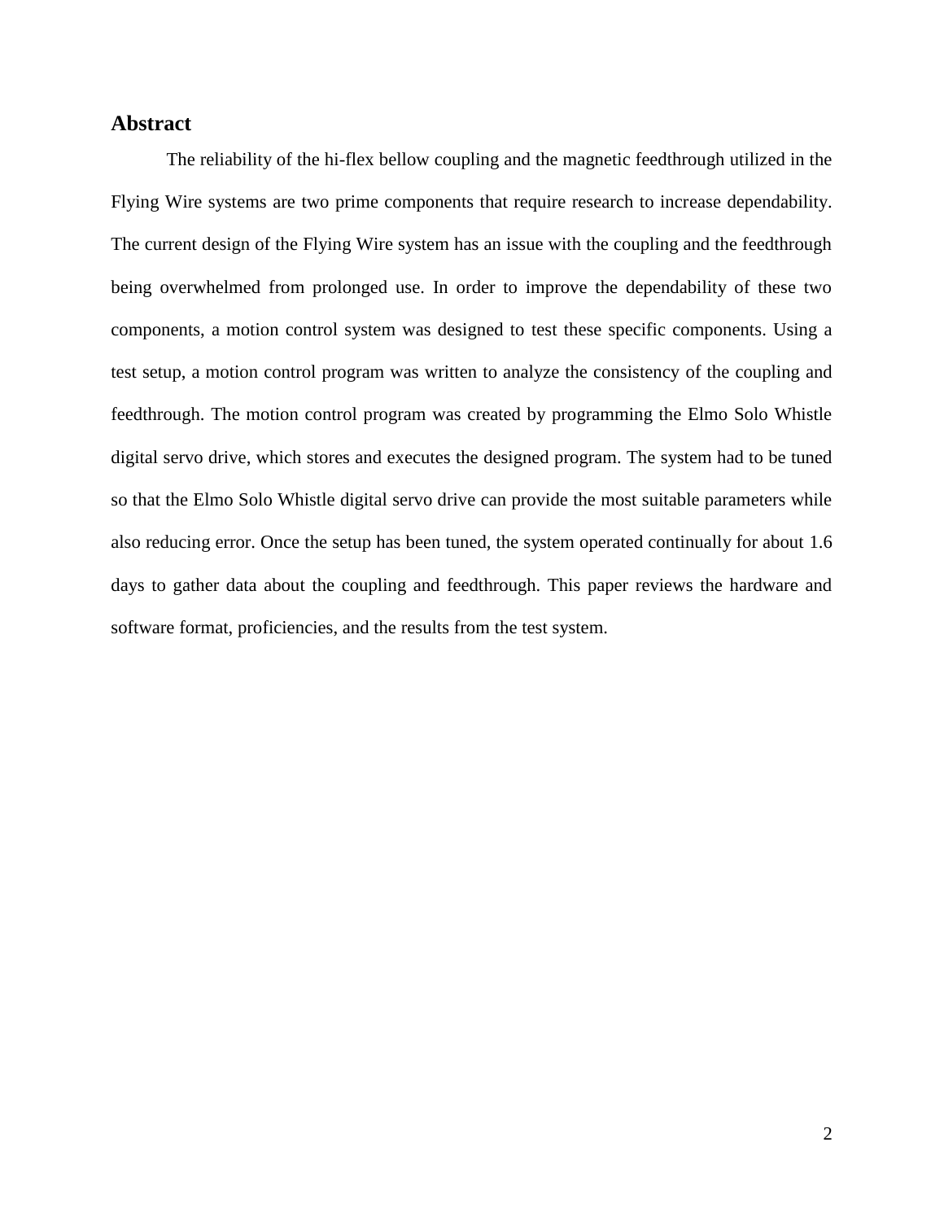## Abstract

The reliability of the hi-flex bellow coupling and the magnetic feedthrough utilized in the Flying Wire systems are two prime components that require research to increase dependability. The current design of the Flying Wire system has an issue with the coupling and the feedthrough being overwhelmed from prolonged use. In order to improve the dependability of these two components, a motion control system was designed to test these specific components. Using a test setup, a motion control program was written to analyze the consistency of the coupling and feedthrough. The motion control program was created by programming the Elmo Solo Whistle digital servo drive, which stores and executes the designed program. The system had to be tuned so that the Elmo Solo Whistle digital servo drive can provide the most suitable parameters while also reducing error. Once the setup has been tuned, the system operated continually for about 1.6 days to gather data about the coupling and feedthrough. This paper reviews the hardware and software format, proficiencies, and the results from the test system.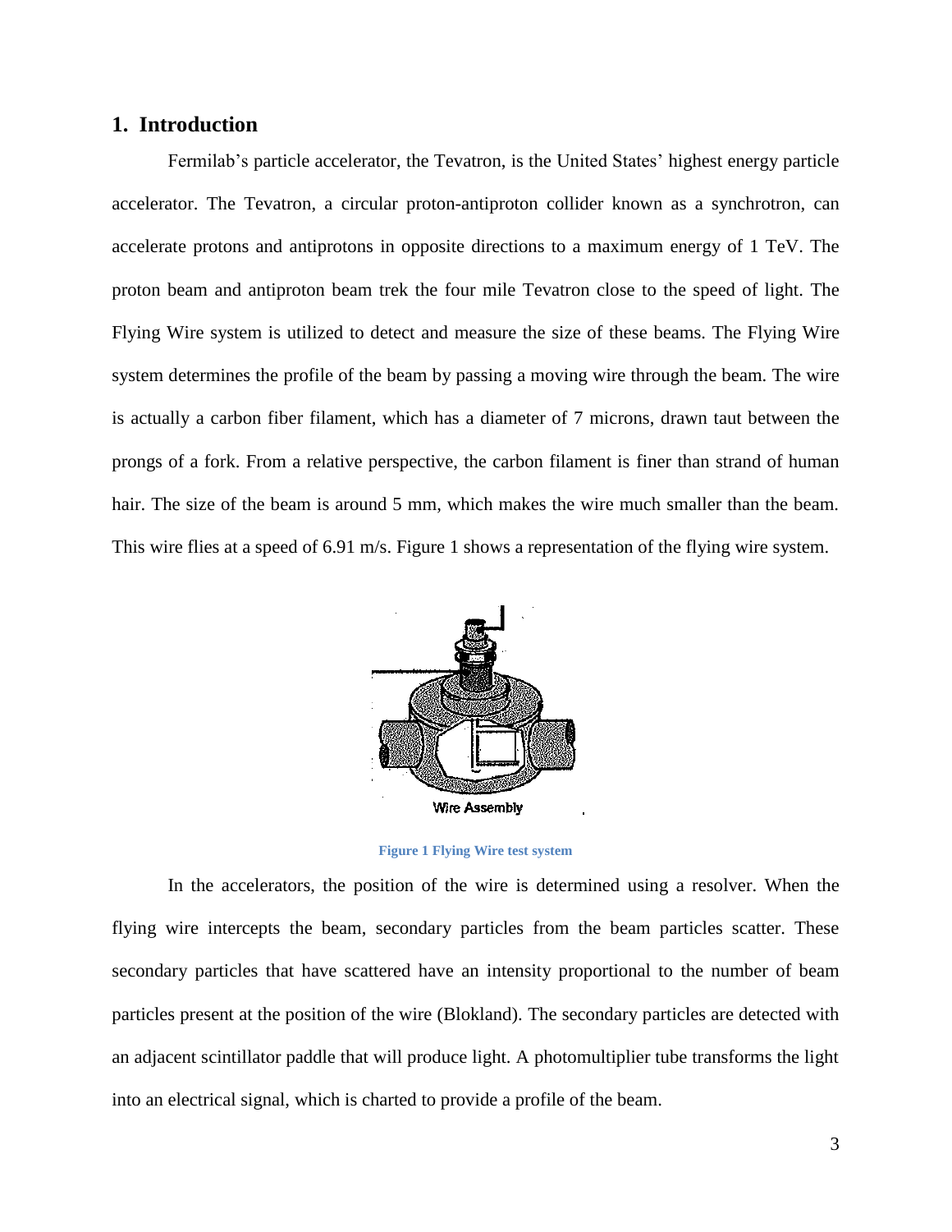## 1. Introduction

Fermilab's particle accelerator, the Tevatron, is the United States' highest energy particle accelerator. The Tevatron, a circular proton-antiproton collider known as a synchrotron, can accelerate protons and antiprotons in opposite directions to a maximum energy of 1 TeV. The proton beam and antiproton beam trek the four mile Tevatron close to the speed of light. The Flying Wire system is utilized to detect and measure the size of these beams. The Flying Wire system determines the profile of the beam by passing a moving wire through the beam. The wire is actually a carbon fiber filament, which has a diameter of 7 microns, drawn taut between the prongs of a fork. From a relative perspective, the carbon filament is finer than strand of human hair. The size of the beam is around 5 mm, which makes the wire much smaller than the beam. This wire flies at a speed of 6.91 m/s. Figure 1 shows a representation of the flying wire system.

Wire Assembly

**Figure 1 Flying Wire test system**

In the accelerators, the position of the wire is determined using a resolver. When the flying wire intercepts the beam, secondary particles from the beam particles scatter. These secondary particles that have scattered have an intensity proportional to the number of beam particles present at the position of the wire (Blokland). The secondary particles are detected with an adjacent scintillator paddle that will produce light. A photomultiplier tube transforms the light into an electrical signal, which is charted to provide a profile of the beam.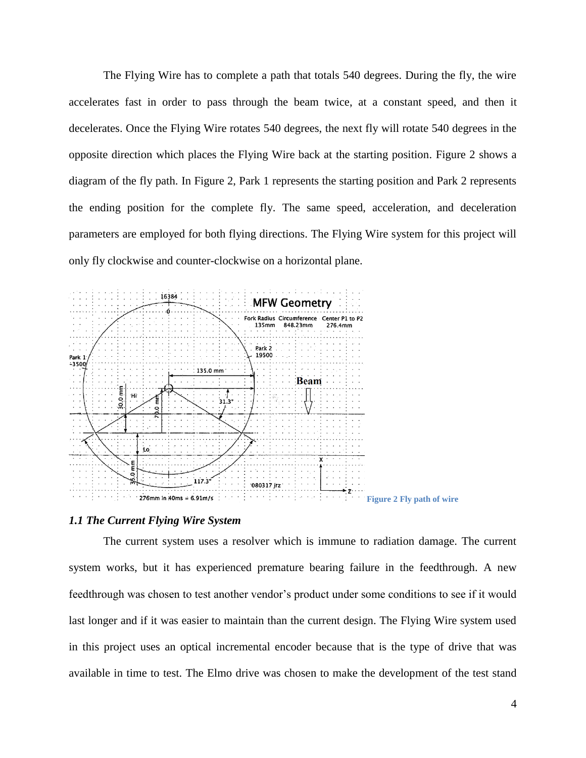The Flying Wire has to complete a path that totals 540 degrees. During the fly, the wire accelerates fast in order to pass through the beam twice, at a constant speed, and then it decelerates. Once the Flying Wire rotates 540 degrees, the next fly will rotate 540 degrees in the opposite direction which places the Flying Wire back at the starting position. Figure 2 shows a diagram of the fly path. In Figure 2, Park 1 represents the starting position and Park 2 represents the ending position for the complete fly. The same speed, acceleration, and deceleration parameters are employed for both flying directions. The Flying Wire system for this project will only fly clockwise and counter-clockwise on a horizontal plane.

Figure 2 Fly path of wire

### *1.1 The Current Flying Wire System*

The current system uses a resolver which is immune to radiation damage. The current system works, but it has experienced premature bearing failure in the feedthrough. A new feedthrough was chosen to test another vendor's product under some conditions to see if it would last longer and if it was easier to maintain than the current design. The Flying Wire system used in this project uses an optical incremental encoder because that is the type of drive that was available in time to test. The Elmo drive was chosen to make the development of the test stand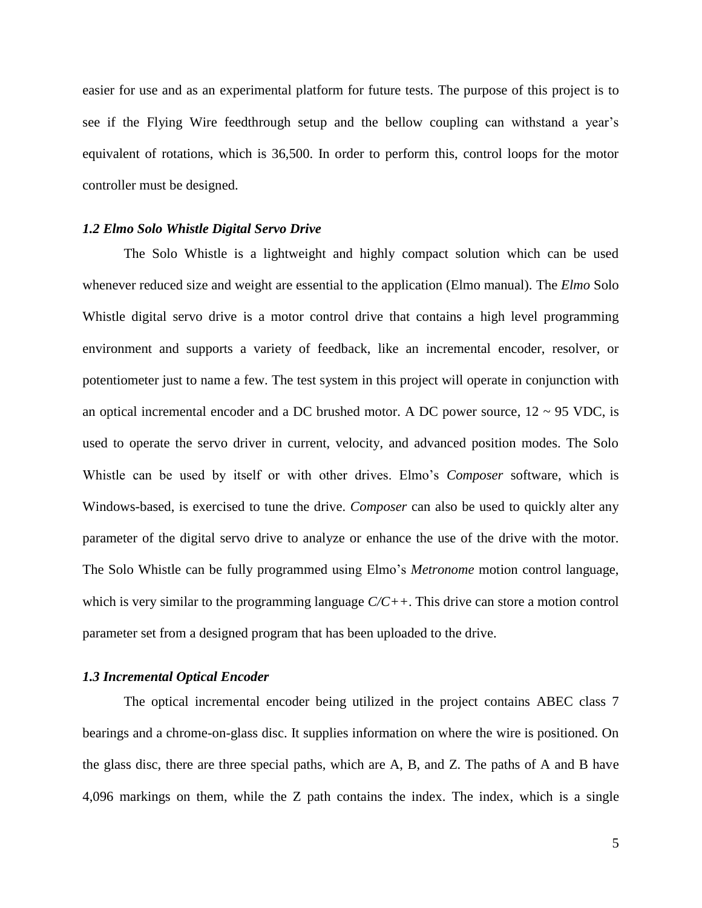easier for use and as an experimental platform for future tests. The purpose of this project is to see if the Flying Wire feedthrough setup and the bellow coupling can withstand a year's equivalent of rotations, which is 36,500. In order to perform this, control loops for the motor controller must be designed.

### *1.2 Elmo Solo Whistle Digital Servo Drive*

The Solo Whistle is a lightweight and highly compact solution which can be used whenever reduced size and weight are essential to the application (Elmo manual). The *Elmo* Solo Whistle digital servo drive is a motor control drive that contains a high level programming environment and supports a variety of feedback, like an incremental encoder, resolver, or potentiometer just to name a few. The test system in this project will operate in conjunction with an optical incremental encoder and a DC brushed motor. A DC power source, 12 ~ 95 VDC, is used to operate the servo driver in current, velocity, and advanced position modes. The Solo Whistle can be used by itself or with other drives. Elmo's *Composer* software, which is Windows-based, is exercised to tune the drive. *Composer* can also be used to quickly alter any parameter of the digital servo drive to analyze or enhance the use of the drive with the motor. The Solo Whistle can be fully programmed using Elmo's *Metronome* motion control language, which is very similar to the programming language *C/C++*. This drive can store a motion control parameter set from a designed program that has been uploaded to the drive.

### *1.3 Incremental Optical Encoder*

The optical incremental encoder being utilized in the project contains ABEC class 7 bearings and a chrome-on-glass disc. It supplies information on where the wire is positioned. On the glass disc, there are three special paths, which are A, B, and Z. The paths of A and B have 4,096 markings on them, while the Z path contains the index. The index, which is a single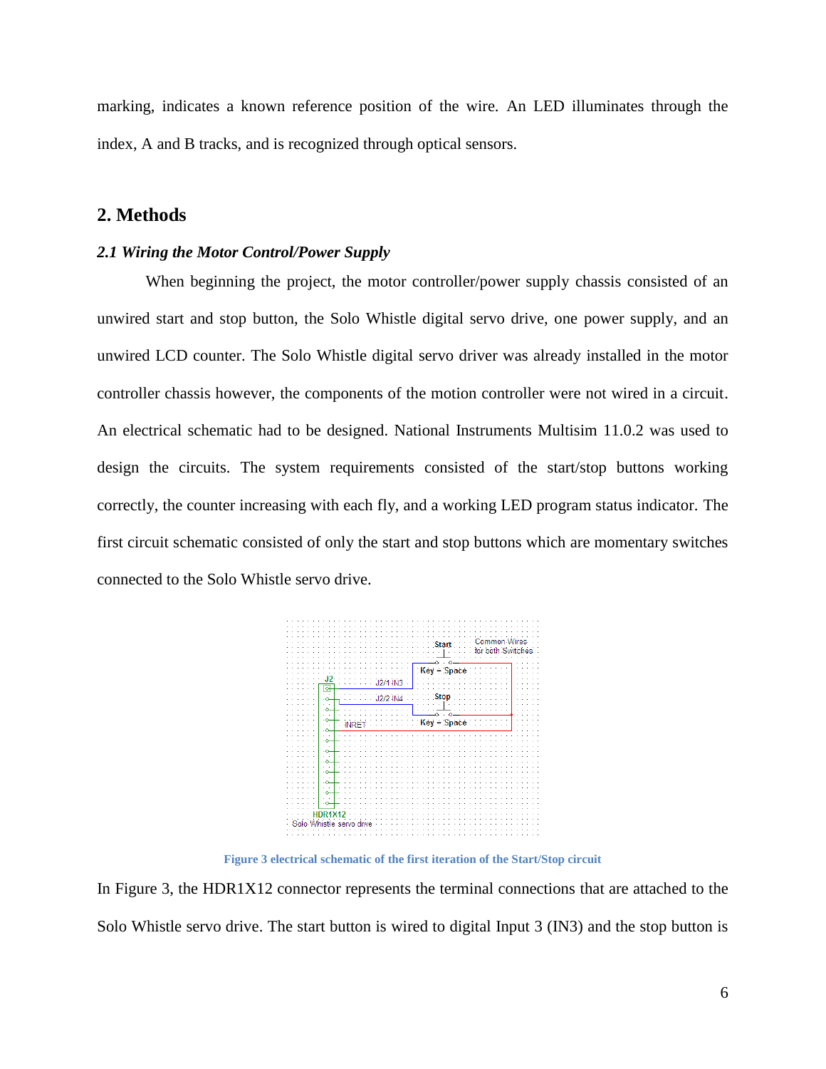marking, indicates a known reference position of the wire. An LED illuminates through the index, A and B tracks, and is recognized through optical sensors.

## 2. Methods

### *2.1 Wiring the Motor Control/Power Supply*

When beginning the project, the motor controller/power supply chassis consisted of an unwired start and stop button, the Solo Whistle digital servo drive, one power supply, and an unwired LCD counter. The Solo Whistle digital servo driver was already installed in the motor controller chassis however, the components of the motion controller were not wired in a circuit. An electrical schematic had to be designed. National Instruments Multisim 11.0.2 was used to design the circuits. The system requirements consisted of the start/stop buttons working correctly, the counter increasing with each fly, and a working LED program status indicator. The first circuit schematic consisted of only the start and stop buttons which are momentary switches connected to the Solo Whistle servo drive.

**Figure 3 electrical schematic of the first iteration of the Start/Stop circuit**

In Figure 3, the HDR1X12 connector represents the terminal connections that are attached to the Solo Whistle servo drive. The start button is wired to digital Input 3 (IN3) and the stop button is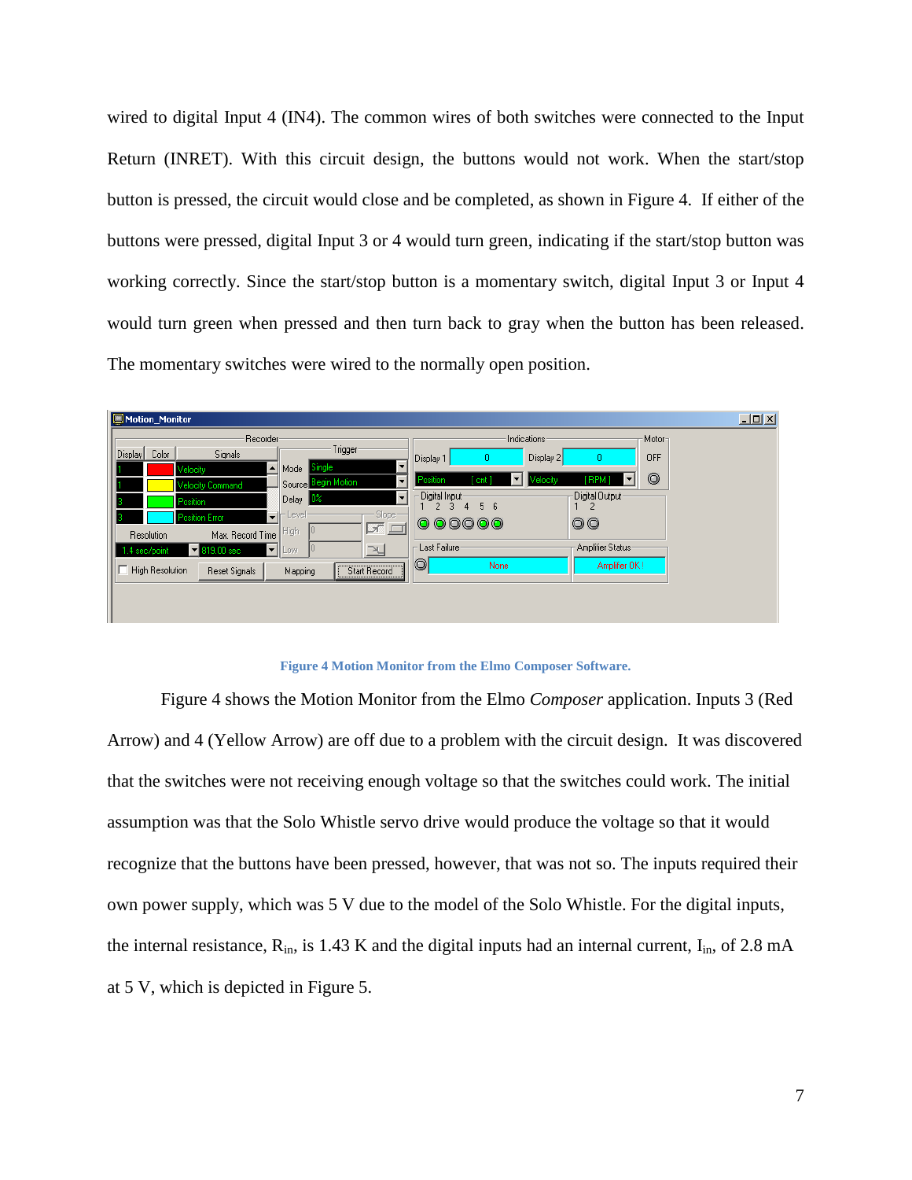wired to digital Input 4 (IN4). The common wires of both switches were connected to the Input Return (INRET). With this circuit design, the buttons would not work. When the start/stop button is pressed, the circuit would close and be completed, as shown in Figure 4. If either of the buttons were pressed, digital Input 3 or 4 would turn green, indicating if the start/stop button was working correctly. Since the start/stop button is a momentary switch, digital Input 3 or Input 4 would turn green when pressed and then turn back to gray when the button has been released. The momentary switches were wired to the normally open position.

**Figure 4 Motion Monitor from the Elmo Composer Software.**

Figure 4 shows the Motion Monitor from the Elmo *Composer* application. Inputs 3 (Red Arrow) and 4 (Yellow Arrow) are off due to a problem with the circuit design. It was discovered that the switches were not receiving enough voltage so that the switches could work. The initial assumption was that the Solo Whistle servo drive would produce the voltage so that it would recognize that the buttons have been pressed, however, that was not so. The inputs required their own power supply, which was 5 V due to the model of the Solo Whistle. For the digital inputs, the internal resistance, $R_{in}$, is 1.43 K and the digital inputs had an internal current, $I_{in}$, of 2.8 mA at 5 V, which is depicted in Figure 5.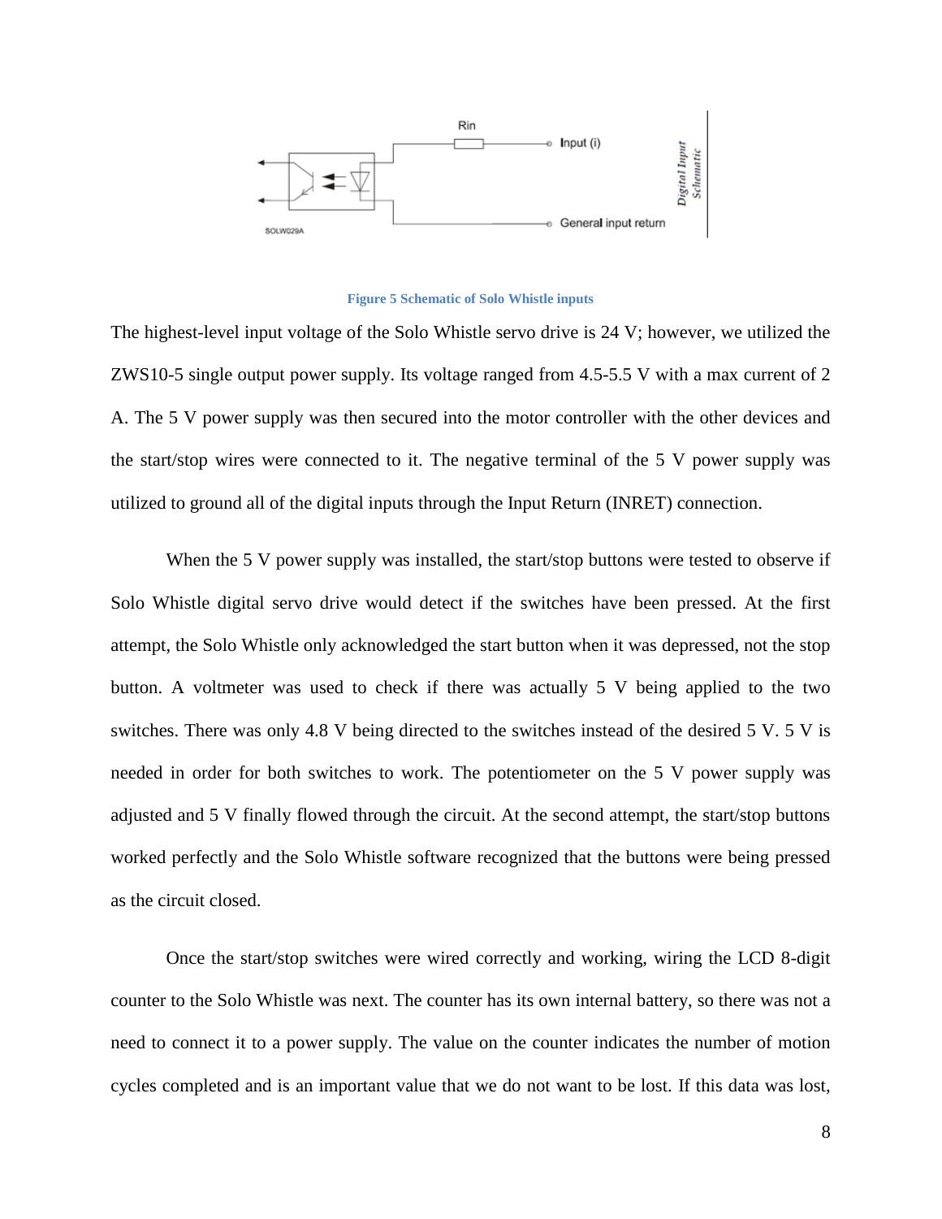Figure 5 Schematic of Solo Whistle inputs

The highest-level input voltage of the Solo Whistle servo drive is 24 V; however, we utilized the ZWS10-5 single output power supply. Its voltage ranged from 4.5-5.5 V with a max current of 2 A. The 5 V power supply was then secured into the motor controller with the other devices and the start/stop wires were connected to it. The negative terminal of the 5 V power supply was utilized to ground all of the digital inputs through the Input Return (INRET) connection.

When the 5 V power supply was installed, the start/stop buttons were tested to observe if Solo Whistle digital servo drive would detect if the switches have been pressed. At the first attempt, the Solo Whistle only acknowledged the start button when it was depressed, not the stop button. A voltmeter was used to check if there was actually 5 V being applied to the two switches. There was only 4.8 V being directed to the switches instead of the desired 5 V. 5 V is needed in order for both switches to work. The potentiometer on the 5 V power supply was adjusted and 5 V finally flowed through the circuit. At the second attempt, the start/stop buttons worked perfectly and the Solo Whistle software recognized that the buttons were being pressed as the circuit closed.

Once the start/stop switches were wired correctly and working, wiring the LCD 8-digit counter to the Solo Whistle was next. The counter has its own internal battery, so there was not a need to connect it to a power supply. The value on the counter indicates the number of motion cycles completed and is an important value that we do not want to be lost. If this data was lost,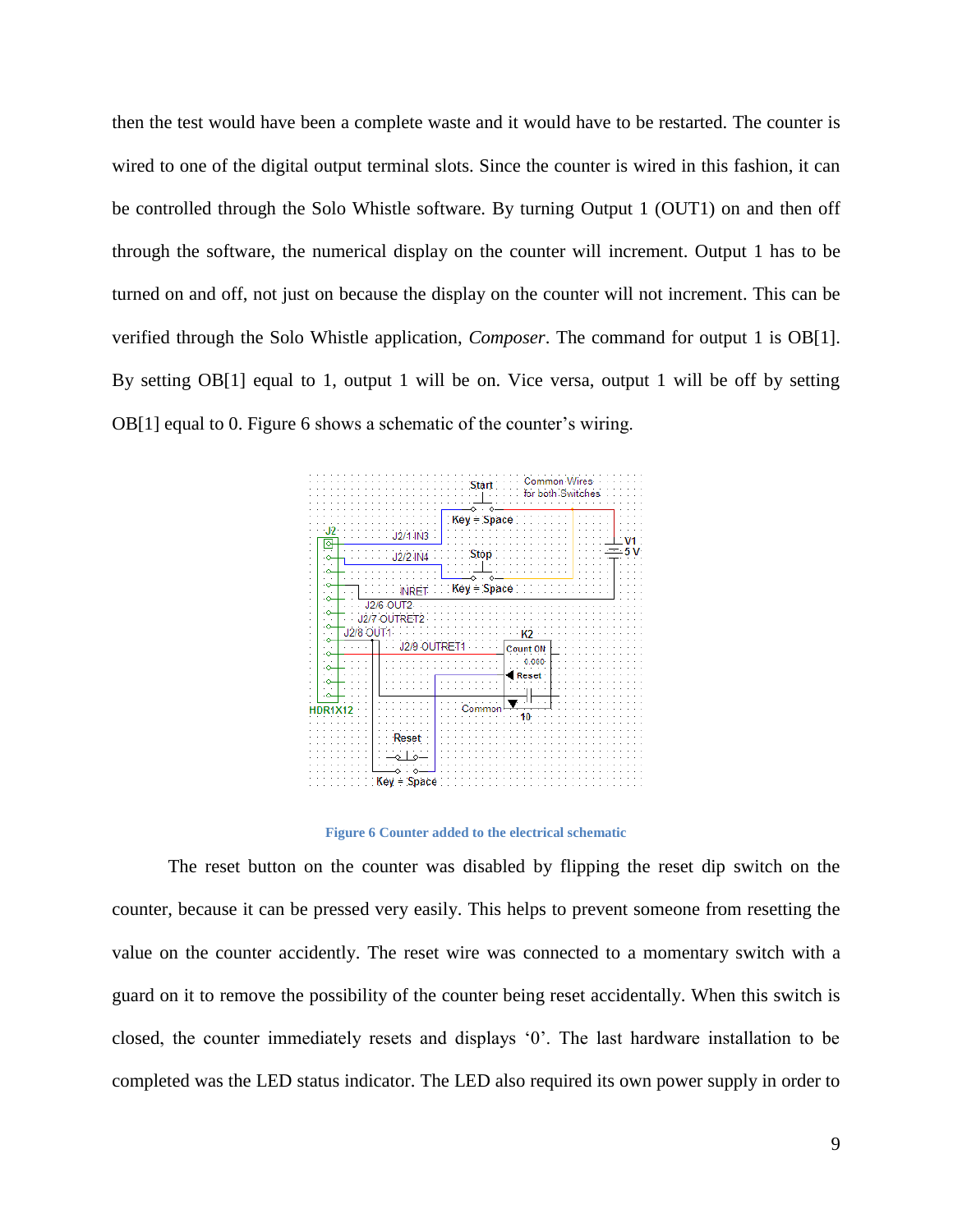then the test would have been a complete waste and it would have to be restarted. The counter is wired to one of the digital output terminal slots. Since the counter is wired in this fashion, it can be controlled through the Solo Whistle software. By turning Output 1 (OUT1) on and then off through the software, the numerical display on the counter will increment. Output 1 has to be turned on and off, not just on because the display on the counter will not increment. This can be verified through the Solo Whistle application, *Composer*. The command for output 1 is OB[1]. By setting OB[1] equal to 1, output 1 will be on. Vice versa, output 1 will be off by setting OB[1] equal to 0. Figure 6 shows a schematic of the counter's wiring.

**Figure 6 Counter added to the electrical schematic**

The reset button on the counter was disabled by flipping the reset dip switch on the counter, because it can be pressed very easily. This helps to prevent someone from resetting the value on the counter accidently. The reset wire was connected to a momentary switch with a guard on it to remove the possibility of the counter being reset accidentally. When this switch is closed, the counter immediately resets and displays '0'. The last hardware installation to be completed was the LED status indicator. The LED also required its own power supply in order to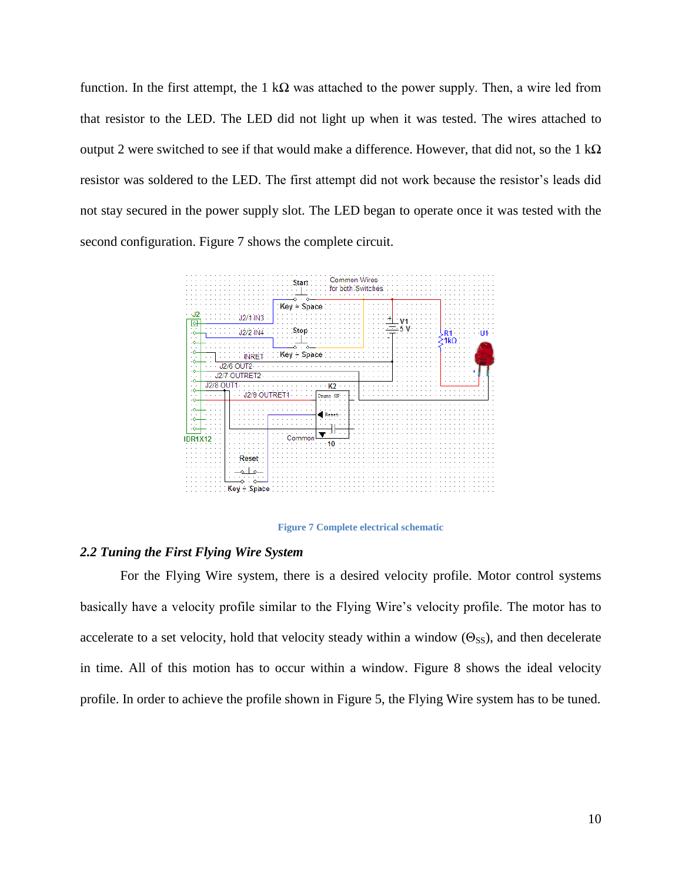function. In the first attempt, the 1 kΩ was attached to the power supply. Then, a wire led from that resistor to the LED. The LED did not light up when it was tested. The wires attached to output 2 were switched to see if that would make a difference. However, that did not, so the 1 kΩ resistor was soldered to the LED. The first attempt did not work because the resistor's leads did not stay secured in the power supply slot. The LED began to operate once it was tested with the second configuration. Figure 7 shows the complete circuit.

Figure 7 Complete electrical schematic

### *2.2 Tuning the First Flying Wire System*

For the Flying Wire system, there is a desired velocity profile. Motor control systems basically have a velocity profile similar to the Flying Wire's velocity profile. The motor has to accelerate to a set velocity, hold that velocity steady within a window ($\Theta_{SS}$), and then decelerate in time. All of this motion has to occur within a window. Figure 8 shows the ideal velocity profile. In order to achieve the profile shown in Figure 5, the Flying Wire system has to be tuned.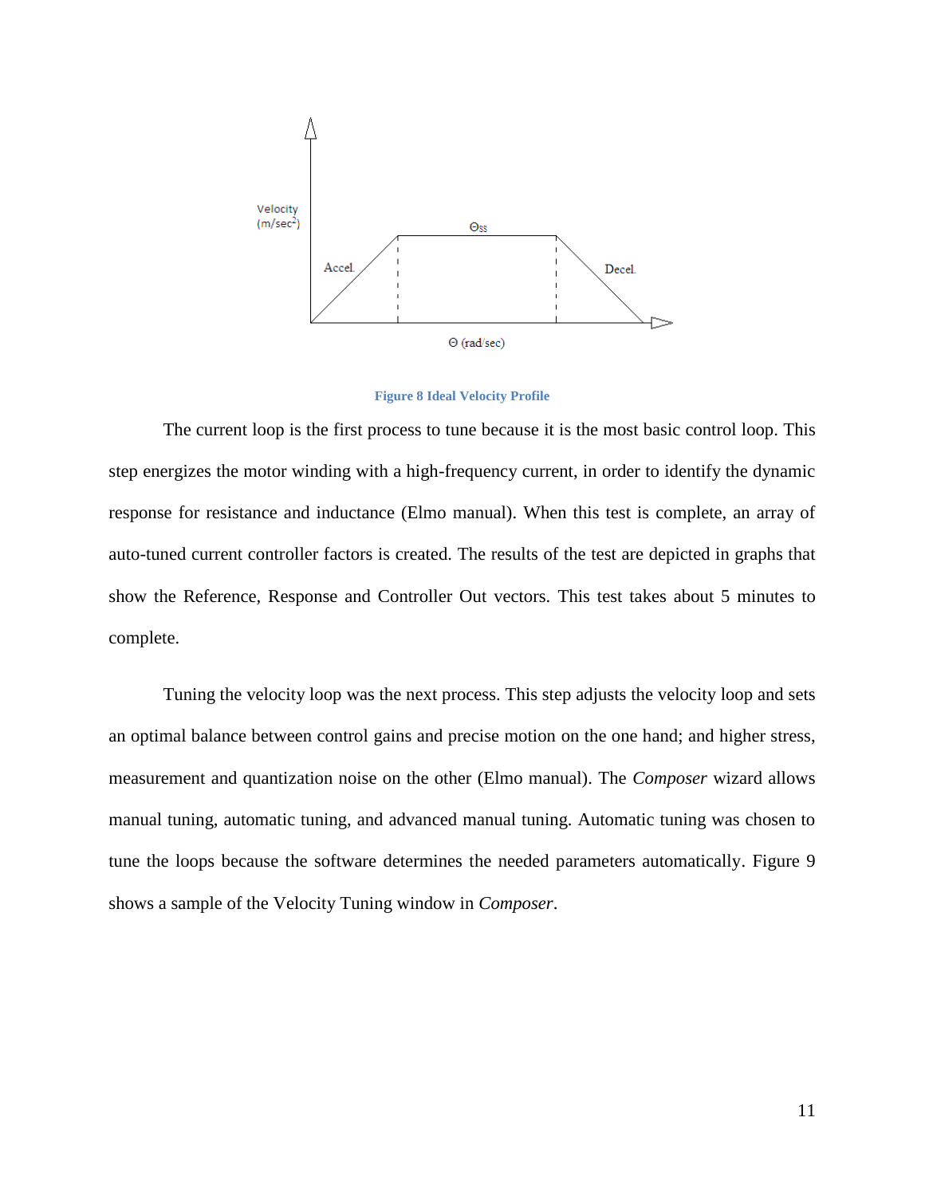Figure 8 Ideal Velocity Profile

The current loop is the first process to tune because it is the most basic control loop. This step energizes the motor winding with a high-frequency current, in order to identify the dynamic response for resistance and inductance (Elmo manual). When this test is complete, an array of auto-tuned current controller factors is created. The results of the test are depicted in graphs that show the Reference, Response and Controller Out vectors. This test takes about 5 minutes to complete.

Tuning the velocity loop was the next process. This step adjusts the velocity loop and sets an optimal balance between control gains and precise motion on the one hand; and higher stress, measurement and quantization noise on the other (Elmo manual). The *Composer* wizard allows manual tuning, automatic tuning, and advanced manual tuning. Automatic tuning was chosen to tune the loops because the software determines the needed parameters automatically. Figure 9 shows a sample of the Velocity Tuning window in *Composer*.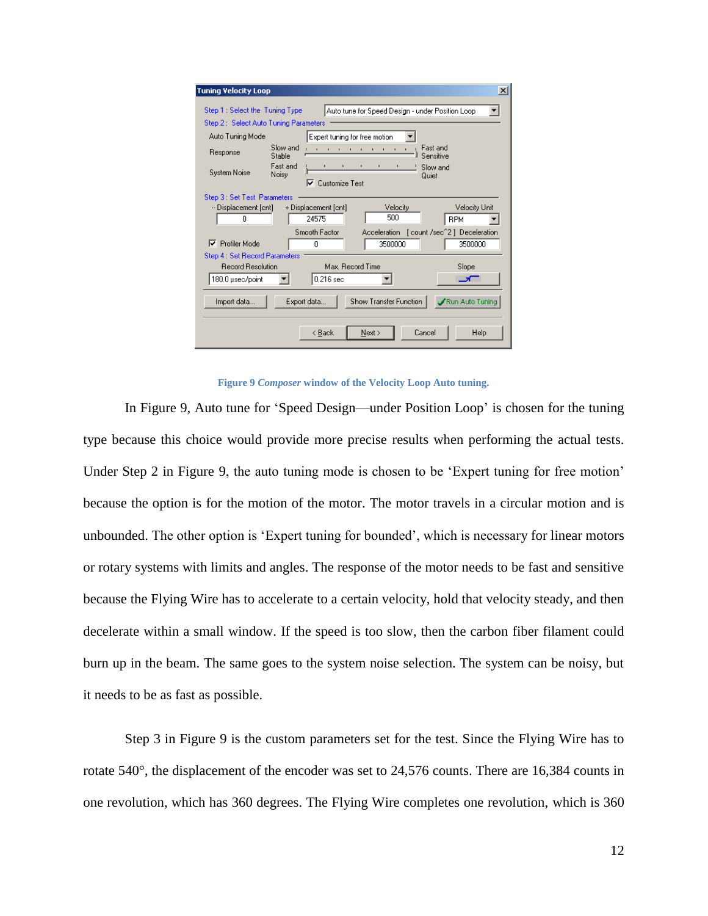**Figure 9** ***Composer*** **window of the Velocity Loop Auto tuning.**

In Figure 9, Auto tune for 'Speed Design—under Position Loop' is chosen for the tuning type because this choice would provide more precise results when performing the actual tests. Under Step 2 in Figure 9, the auto tuning mode is chosen to be 'Expert tuning for free motion' because the option is for the motion of the motor. The motor travels in a circular motion and is unbounded. The other option is 'Expert tuning for bounded', which is necessary for linear motors or rotary systems with limits and angles. The response of the motor needs to be fast and sensitive because the Flying Wire has to accelerate to a certain velocity, hold that velocity steady, and then decelerate within a small window. If the speed is too slow, then the carbon fiber filament could burn up in the beam. The same goes to the system noise selection. The system can be noisy, but it needs to be as fast as possible.

Step 3 in Figure 9 is the custom parameters set for the test. Since the Flying Wire has to rotate 540°, the displacement of the encoder was set to 24,576 counts. There are 16,384 counts in one revolution, which has 360 degrees. The Flying Wire completes one revolution, which is 360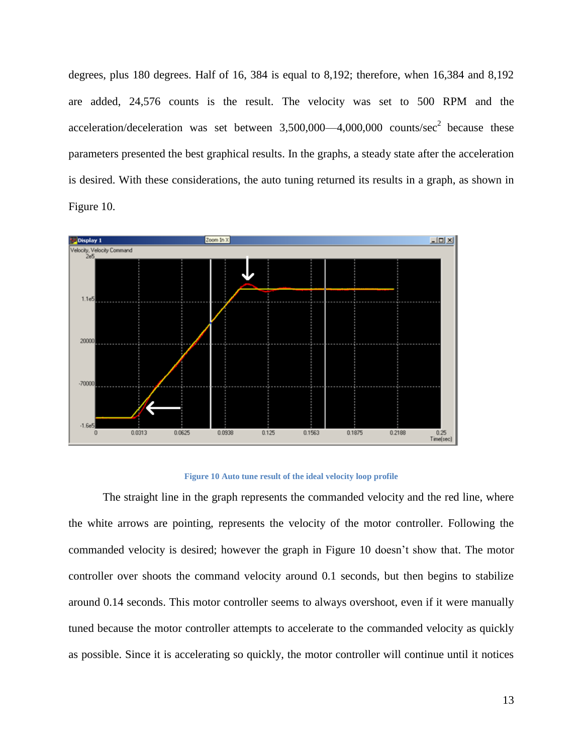degrees, plus 180 degrees. Half of 16, 384 is equal to 8,192; therefore, when 16,384 and 8,192 are added, 24,576 counts is the result. The velocity was set to 500 RPM and the acceleration/deceleration was set between 3,500,000—4,000,000 counts/sec$^2$ because these parameters presented the best graphical results. In the graphs, a steady state after the acceleration is desired. With these considerations, the auto tuning returned its results in a graph, as shown in Figure 10.

**Figure 10 Auto tune result of the ideal velocity loop profile**

The straight line in the graph represents the commanded velocity and the red line, where the white arrows are pointing, represents the velocity of the motor controller. Following the commanded velocity is desired; however the graph in Figure 10 doesn't show that. The motor controller over shoots the command velocity around 0.1 seconds, but then begins to stabilize around 0.14 seconds. This motor controller seems to always overshoot, even if it were manually tuned because the motor controller attempts to accelerate to the commanded velocity as quickly as possible. Since it is accelerating so quickly, the motor controller will continue until it notices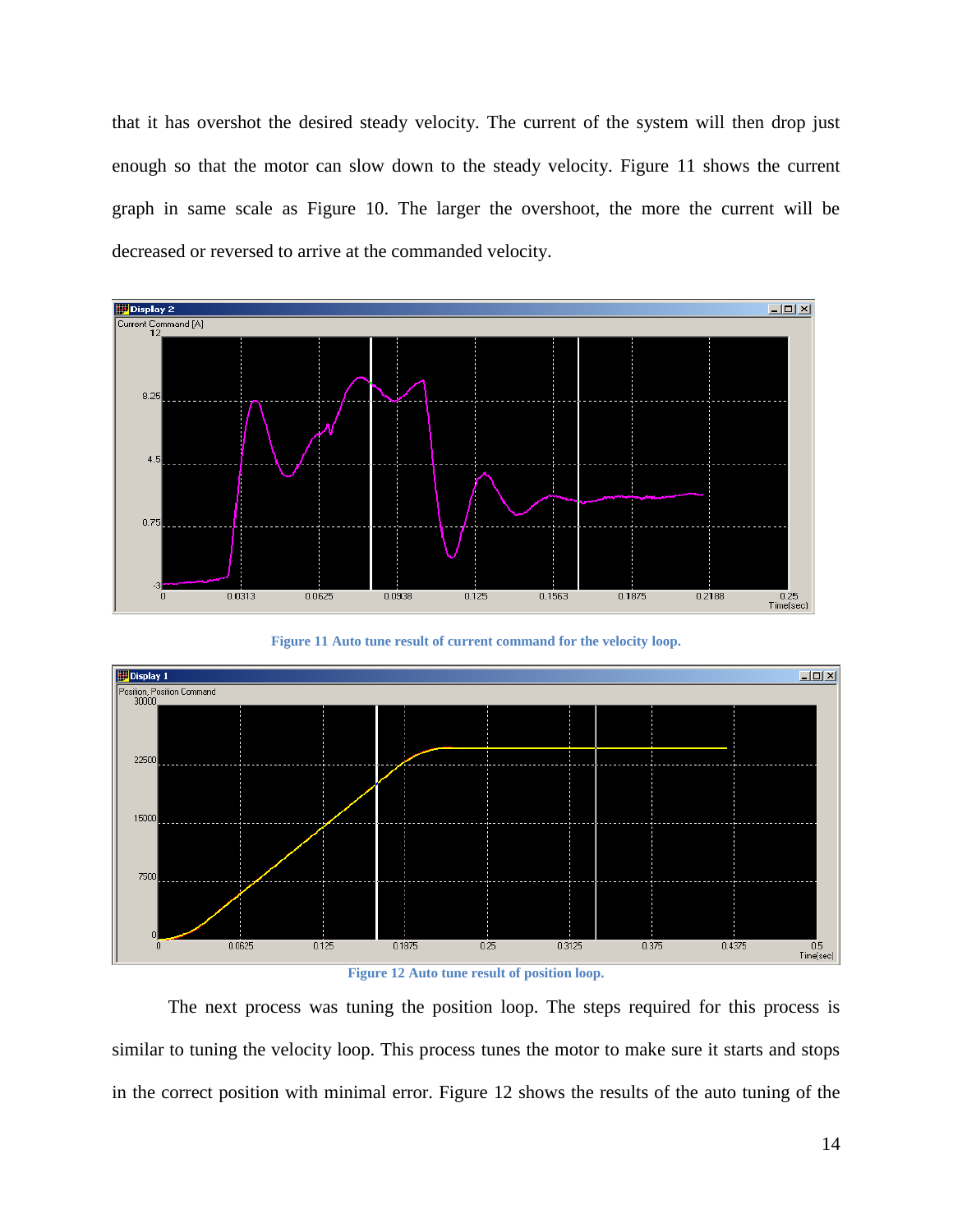that it has overshot the desired steady velocity. The current of the system will then drop just enough so that the motor can slow down to the steady velocity. Figure 11 shows the current graph in same scale as Figure 10. The larger the overshoot, the more the current will be decreased or reversed to arrive at the commanded velocity.

**Figure 11 Auto tune result of current command for the velocity loop.**

**Figure 12 Auto tune result of position loop.**

The next process was tuning the position loop. The steps required for this process is similar to tuning the velocity loop. This process tunes the motor to make sure it starts and stops in the correct position with minimal error. Figure 12 shows the results of the auto tuning of the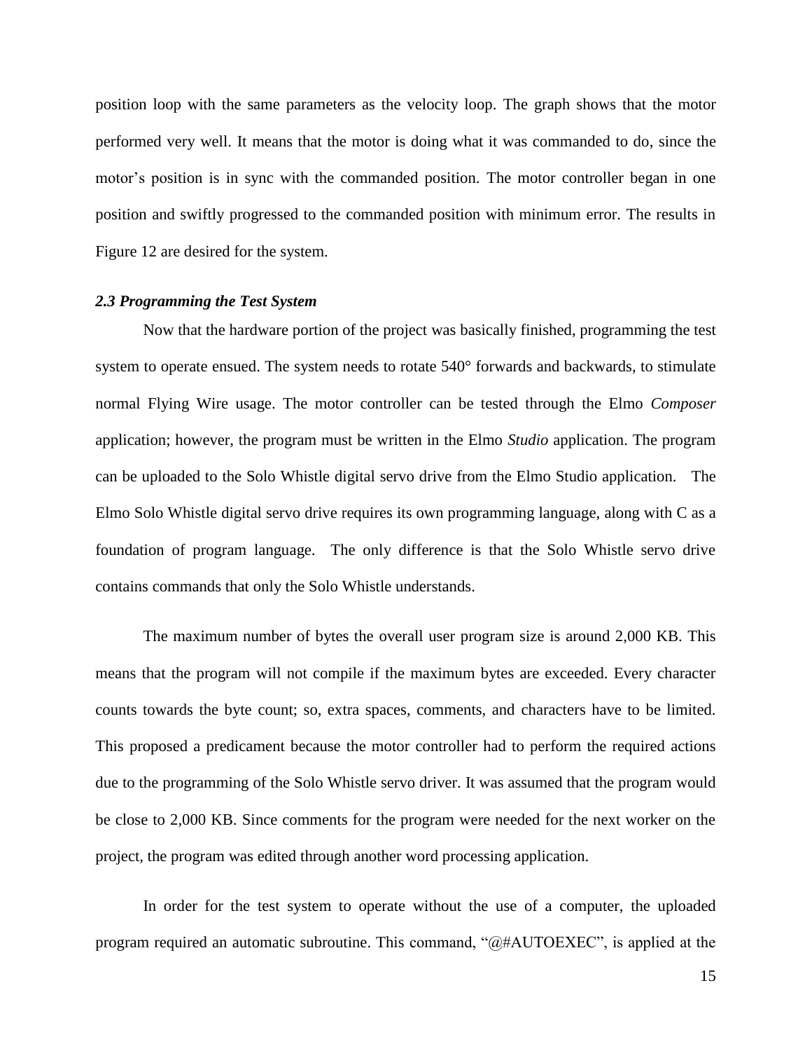position loop with the same parameters as the velocity loop. The graph shows that the motor performed very well. It means that the motor is doing what it was commanded to do, since the motor's position is in sync with the commanded position. The motor controller began in one position and swiftly progressed to the commanded position with minimum error. The results in Figure 12 are desired for the system.

### *2.3 Programming the Test System*

Now that the hardware portion of the project was basically finished, programming the test system to operate ensued. The system needs to rotate 540° forwards and backwards, to stimulate normal Flying Wire usage. The motor controller can be tested through the Elmo *Composer* application; however, the program must be written in the Elmo *Studio* application. The program can be uploaded to the Solo Whistle digital servo drive from the Elmo Studio application. The Elmo Solo Whistle digital servo drive requires its own programming language, along with C as a foundation of program language. The only difference is that the Solo Whistle servo drive contains commands that only the Solo Whistle understands.

The maximum number of bytes the overall user program size is around 2,000 KB. This means that the program will not compile if the maximum bytes are exceeded. Every character counts towards the byte count; so, extra spaces, comments, and characters have to be limited. This proposed a predicament because the motor controller had to perform the required actions due to the programming of the Solo Whistle servo driver. It was assumed that the program would be close to 2,000 KB. Since comments for the program were needed for the next worker on the project, the program was edited through another word processing application.

In order for the test system to operate without the use of a computer, the uploaded program required an automatic subroutine. This command, "@#AUTOEXEC", is applied at the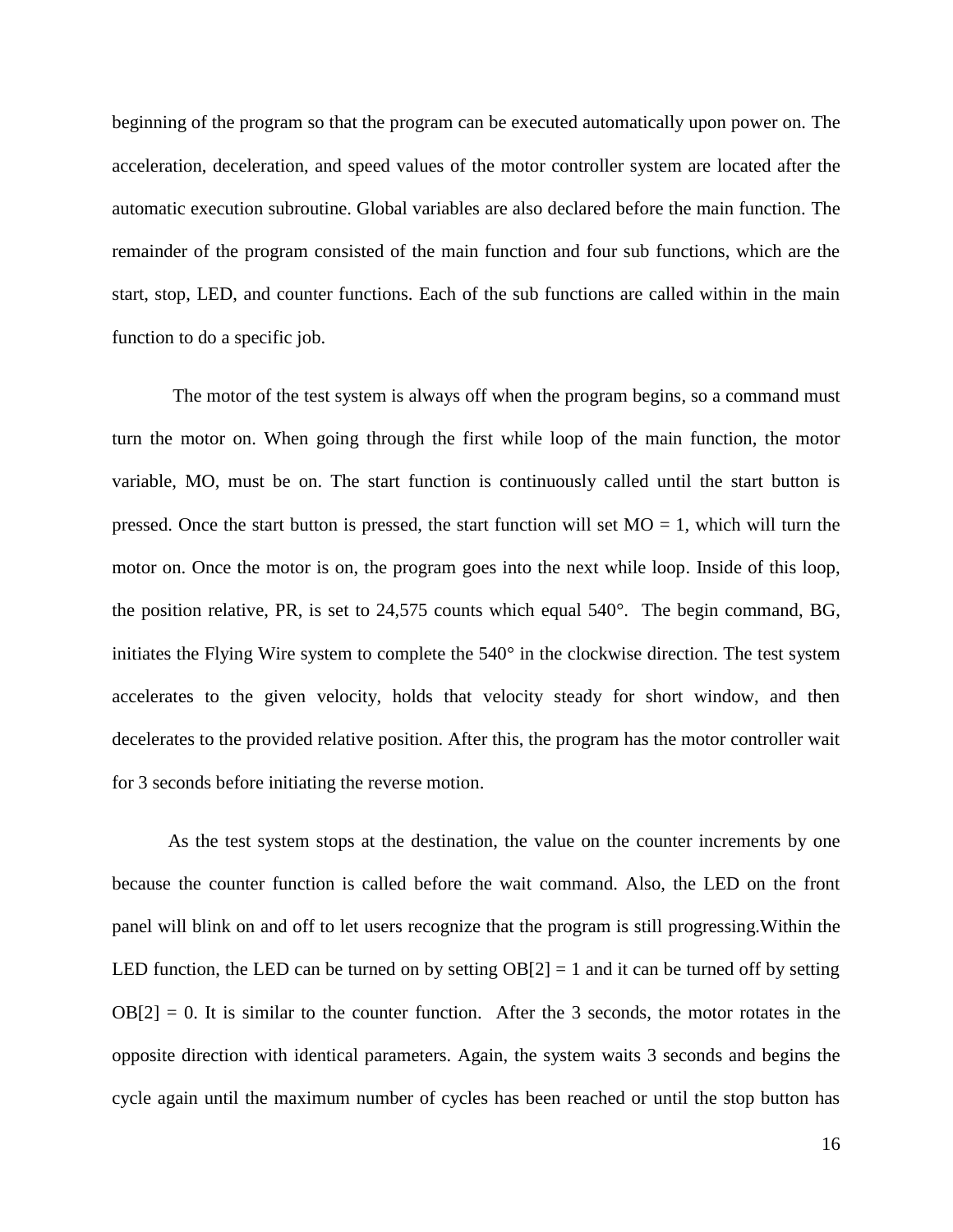beginning of the program so that the program can be executed automatically upon power on. The acceleration, deceleration, and speed values of the motor controller system are located after the automatic execution subroutine. Global variables are also declared before the main function. The remainder of the program consisted of the main function and four sub functions, which are the start, stop, LED, and counter functions. Each of the sub functions are called within in the main function to do a specific job.

The motor of the test system is always off when the program begins, so a command must turn the motor on. When going through the first while loop of the main function, the motor variable, MO, must be on. The start function is continuously called until the start button is pressed. Once the start button is pressed, the start function will set MO = 1, which will turn the motor on. Once the motor is on, the program goes into the next while loop. Inside of this loop, the position relative, PR, is set to 24,575 counts which equal 540°. The begin command, BG, initiates the Flying Wire system to complete the 540° in the clockwise direction. The test system accelerates to the given velocity, holds that velocity steady for short window, and then decelerates to the provided relative position. After this, the program has the motor controller wait for 3 seconds before initiating the reverse motion.

As the test system stops at the destination, the value on the counter increments by one because the counter function is called before the wait command. Also, the LED on the front panel will blink on and off to let users recognize that the program is still progressing.Within the LED function, the LED can be turned on by setting OB[2] = 1 and it can be turned off by setting OB[2] = 0. It is similar to the counter function. After the 3 seconds, the motor rotates in the opposite direction with identical parameters. Again, the system waits 3 seconds and begins the cycle again until the maximum number of cycles has been reached or until the stop button has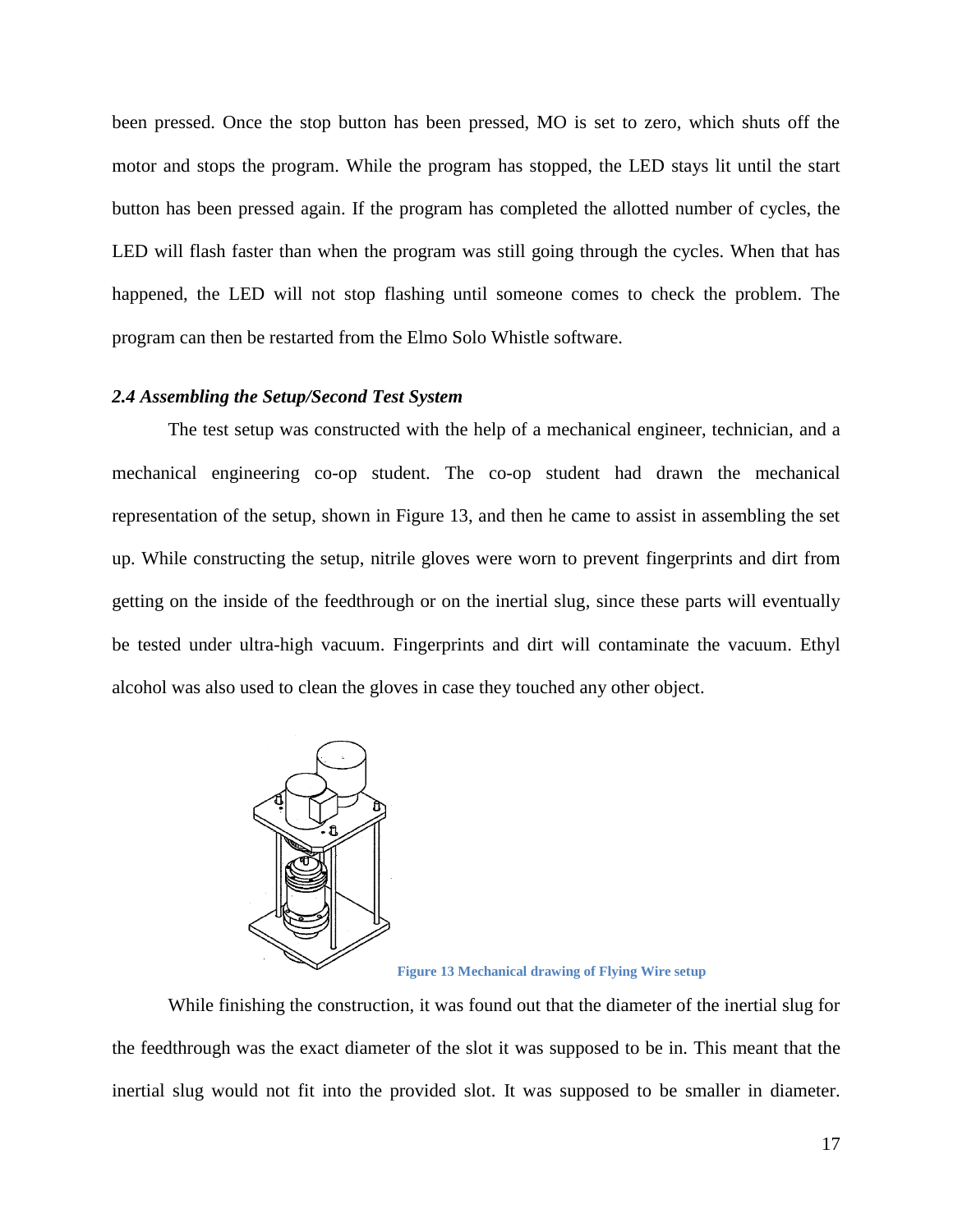been pressed. Once the stop button has been pressed, MO is set to zero, which shuts off the motor and stops the program. While the program has stopped, the LED stays lit until the start button has been pressed again. If the program has completed the allotted number of cycles, the LED will flash faster than when the program was still going through the cycles. When that has happened, the LED will not stop flashing until someone comes to check the problem. The program can then be restarted from the Elmo Solo Whistle software.

### *2.4 Assembling the Setup/Second Test System*

The test setup was constructed with the help of a mechanical engineer, technician, and a mechanical engineering co-op student. The co-op student had drawn the mechanical representation of the setup, shown in Figure 13, and then he came to assist in assembling the set up. While constructing the setup, nitrile gloves were worn to prevent fingerprints and dirt from getting on the inside of the feedthrough or on the inertial slug, since these parts will eventually be tested under ultra-high vacuum. Fingerprints and dirt will contaminate the vacuum. Ethyl alcohol was also used to clean the gloves in case they touched any other object.

**Figure 13 Mechanical drawing of Flying Wire setup**

While finishing the construction, it was found out that the diameter of the inertial slug for the feedthrough was the exact diameter of the slot it was supposed to be in. This meant that the inertial slug would not fit into the provided slot. It was supposed to be smaller in diameter.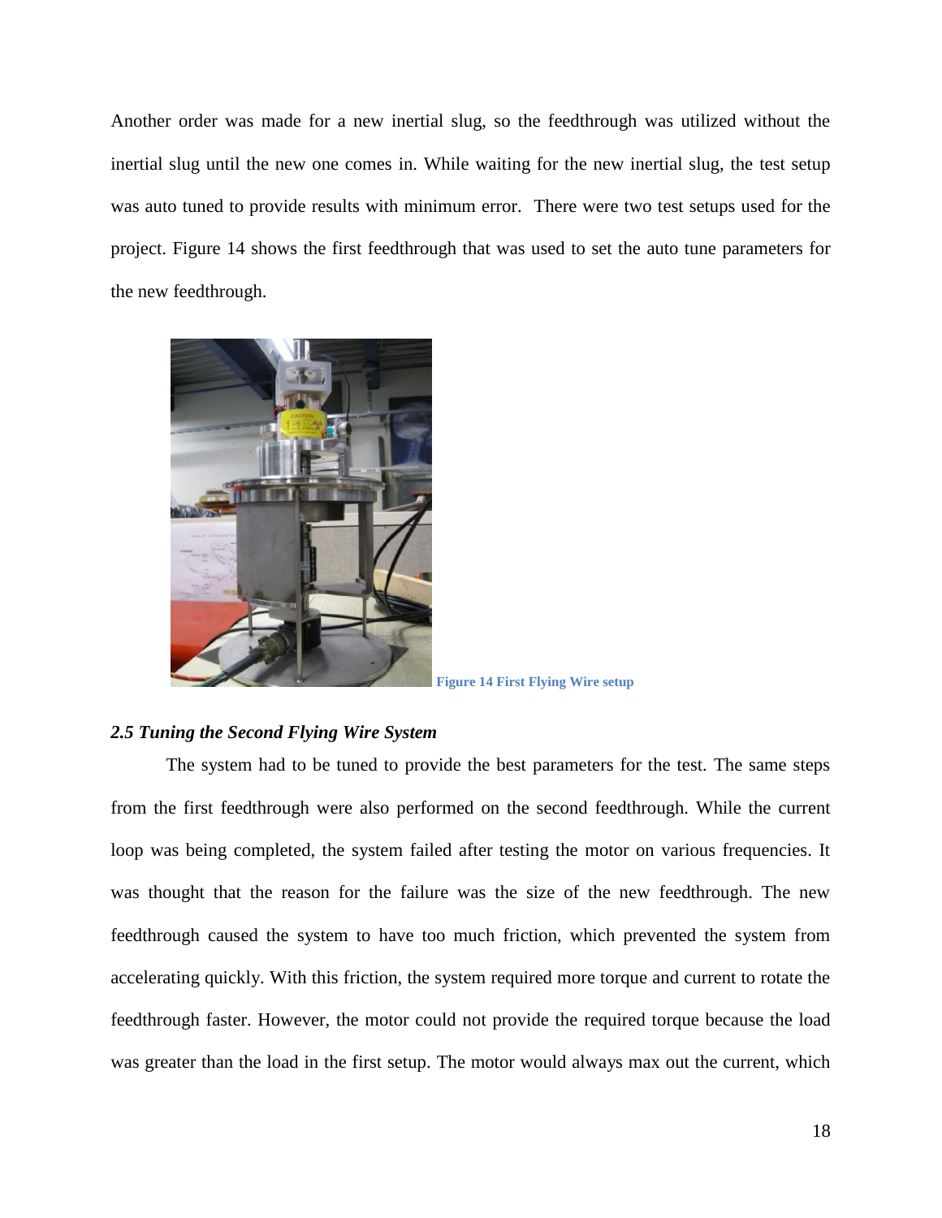Another order was made for a new inertial slug, so the feedthrough was utilized without the inertial slug until the new one comes in. While waiting for the new inertial slug, the test setup was auto tuned to provide results with minimum error.  There were two test setups used for the project. Figure 14 shows the first feedthrough that was used to set the auto tune parameters for the new feedthrough.

Figure 14 First Flying Wire setup

### *2.5 Tuning the Second Flying Wire System*

The system had to be tuned to provide the best parameters for the test. The same steps from the first feedthrough were also performed on the second feedthrough. While the current loop was being completed, the system failed after testing the motor on various frequencies. It was thought that the reason for the failure was the size of the new feedthrough. The new feedthrough caused the system to have too much friction, which prevented the system from accelerating quickly. With this friction, the system required more torque and current to rotate the feedthrough faster. However, the motor could not provide the required torque because the load was greater than the load in the first setup. The motor would always max out the current, which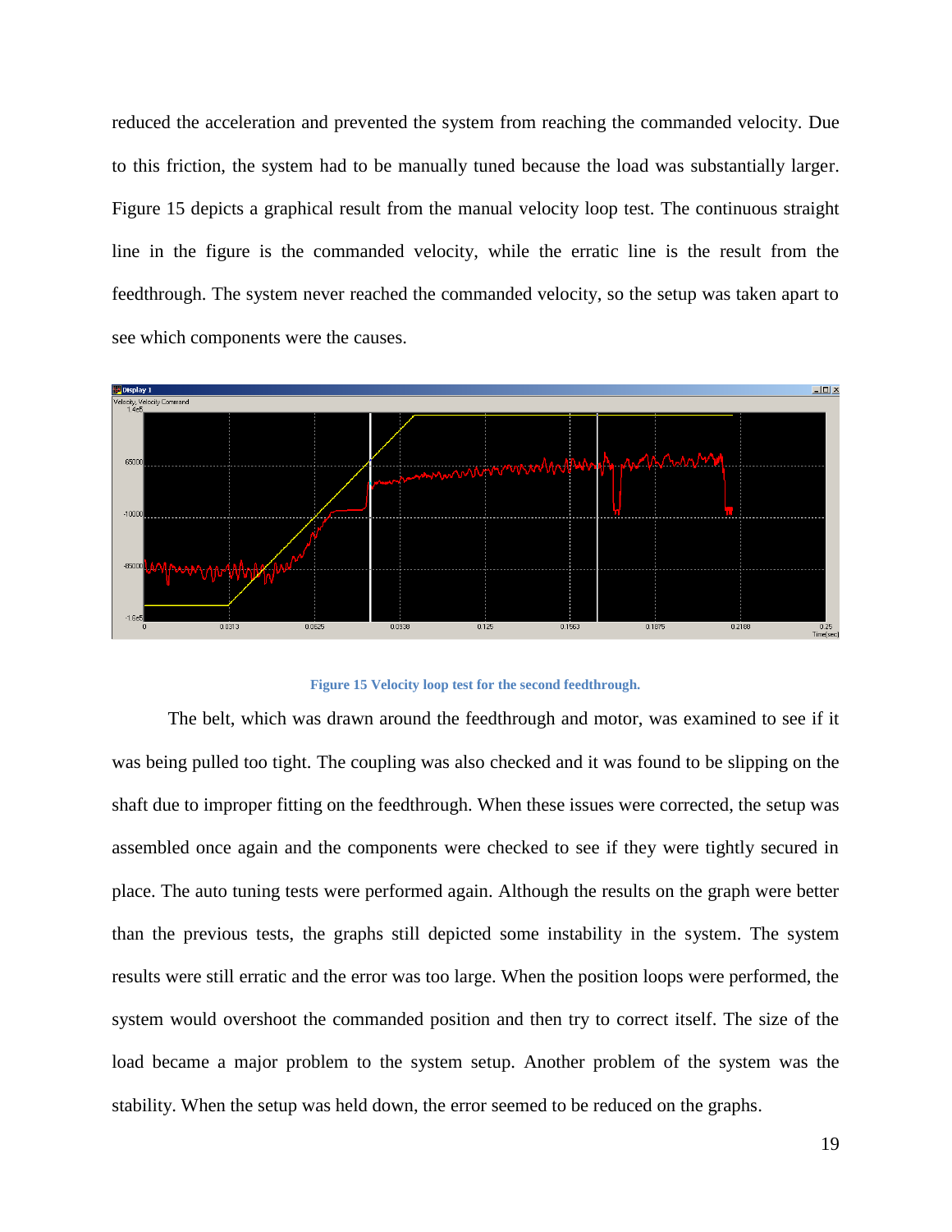reduced the acceleration and prevented the system from reaching the commanded velocity. Due to this friction, the system had to be manually tuned because the load was substantially larger. Figure 15 depicts a graphical result from the manual velocity loop test. The continuous straight line in the figure is the commanded velocity, while the erratic line is the result from the feedthrough. The system never reached the commanded velocity, so the setup was taken apart to see which components were the causes.

**Figure 15 Velocity loop test for the second feedthrough.**

The belt, which was drawn around the feedthrough and motor, was examined to see if it was being pulled too tight. The coupling was also checked and it was found to be slipping on the shaft due to improper fitting on the feedthrough. When these issues were corrected, the setup was assembled once again and the components were checked to see if they were tightly secured in place. The auto tuning tests were performed again. Although the results on the graph were better than the previous tests, the graphs still depicted some instability in the system. The system results were still erratic and the error was too large. When the position loops were performed, the system would overshoot the commanded position and then try to correct itself. The size of the load became a major problem to the system setup. Another problem of the system was the stability. When the setup was held down, the error seemed to be reduced on the graphs.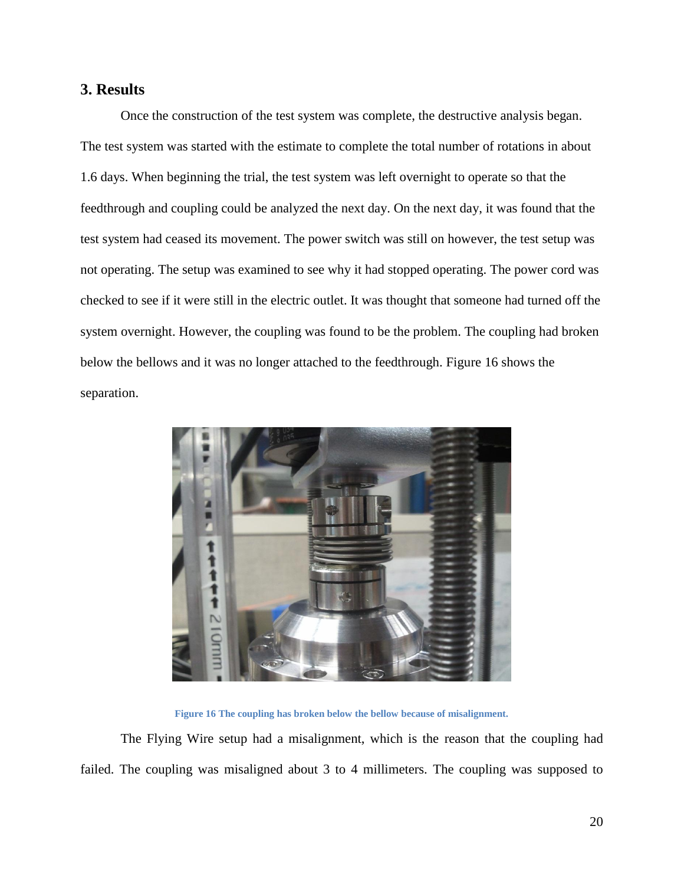## 3. Results

Once the construction of the test system was complete, the destructive analysis began. The test system was started with the estimate to complete the total number of rotations in about 1.6 days. When beginning the trial, the test system was left overnight to operate so that the feedthrough and coupling could be analyzed the next day. On the next day, it was found that the test system had ceased its movement. The power switch was still on however, the test setup was not operating. The setup was examined to see why it had stopped operating. The power cord was checked to see if it were still in the electric outlet. It was thought that someone had turned off the system overnight. However, the coupling was found to be the problem. The coupling had broken below the bellows and it was no longer attached to the feedthrough. Figure 16 shows the separation.

**Figure 16 The coupling has broken below the bellow because of misalignment.**

The Flying Wire setup had a misalignment, which is the reason that the coupling had failed. The coupling was misaligned about 3 to 4 millimeters. The coupling was supposed to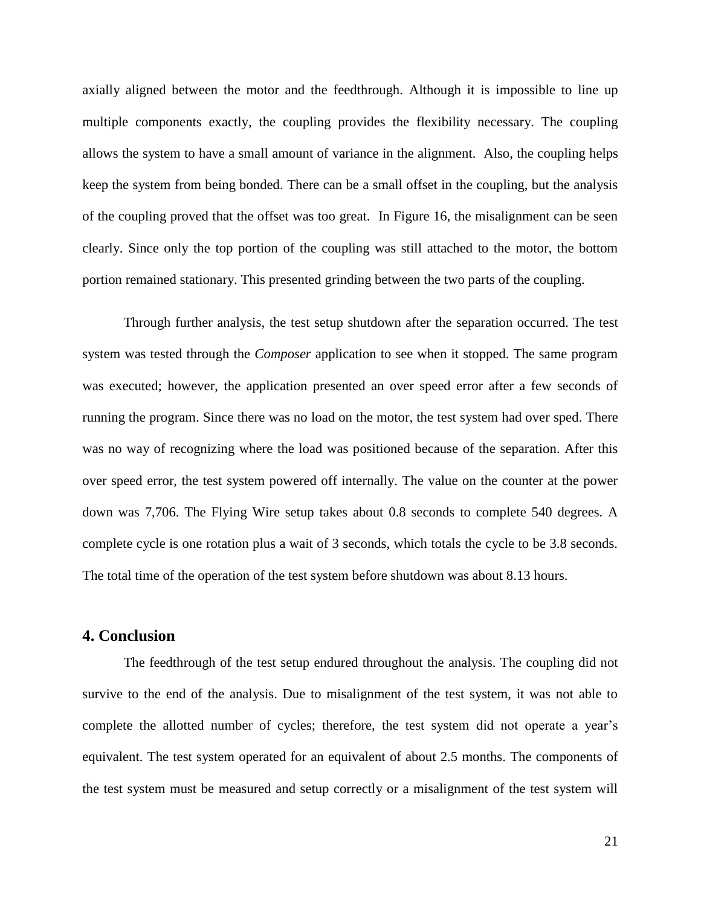axially aligned between the motor and the feedthrough. Although it is impossible to line up multiple components exactly, the coupling provides the flexibility necessary. The coupling allows the system to have a small amount of variance in the alignment. Also, the coupling helps keep the system from being bonded. There can be a small offset in the coupling, but the analysis of the coupling proved that the offset was too great. In Figure 16, the misalignment can be seen clearly. Since only the top portion of the coupling was still attached to the motor, the bottom portion remained stationary. This presented grinding between the two parts of the coupling.

Through further analysis, the test setup shutdown after the separation occurred. The test system was tested through the *Composer* application to see when it stopped. The same program was executed; however, the application presented an over speed error after a few seconds of running the program. Since there was no load on the motor, the test system had over sped. There was no way of recognizing where the load was positioned because of the separation. After this over speed error, the test system powered off internally. The value on the counter at the power down was 7,706. The Flying Wire setup takes about 0.8 seconds to complete 540 degrees. A complete cycle is one rotation plus a wait of 3 seconds, which totals the cycle to be 3.8 seconds. The total time of the operation of the test system before shutdown was about 8.13 hours.

## 4. Conclusion

The feedthrough of the test setup endured throughout the analysis. The coupling did not survive to the end of the analysis. Due to misalignment of the test system, it was not able to complete the allotted number of cycles; therefore, the test system did not operate a year's equivalent. The test system operated for an equivalent of about 2.5 months. The components of the test system must be measured and setup correctly or a misalignment of the test system will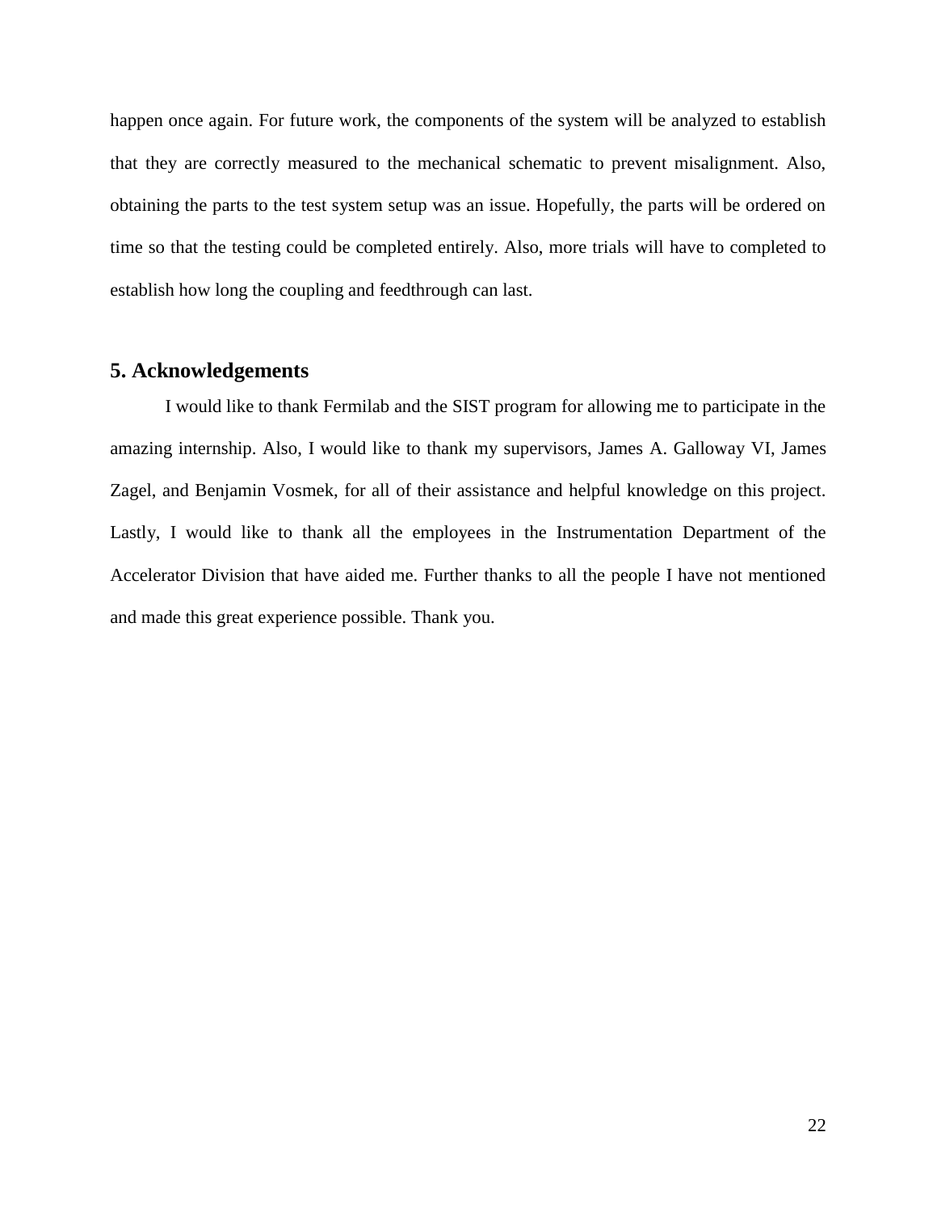happen once again. For future work, the components of the system will be analyzed to establish that they are correctly measured to the mechanical schematic to prevent misalignment. Also, obtaining the parts to the test system setup was an issue. Hopefully, the parts will be ordered on time so that the testing could be completed entirely. Also, more trials will have to completed to establish how long the coupling and feedthrough can last.

## 5. Acknowledgements

I would like to thank Fermilab and the SIST program for allowing me to participate in the amazing internship. Also, I would like to thank my supervisors, James A. Galloway VI, James Zagel, and Benjamin Vosmek, for all of their assistance and helpful knowledge on this project. Lastly, I would like to thank all the employees in the Instrumentation Department of the Accelerator Division that have aided me. Further thanks to all the people I have not mentioned and made this great experience possible. Thank you.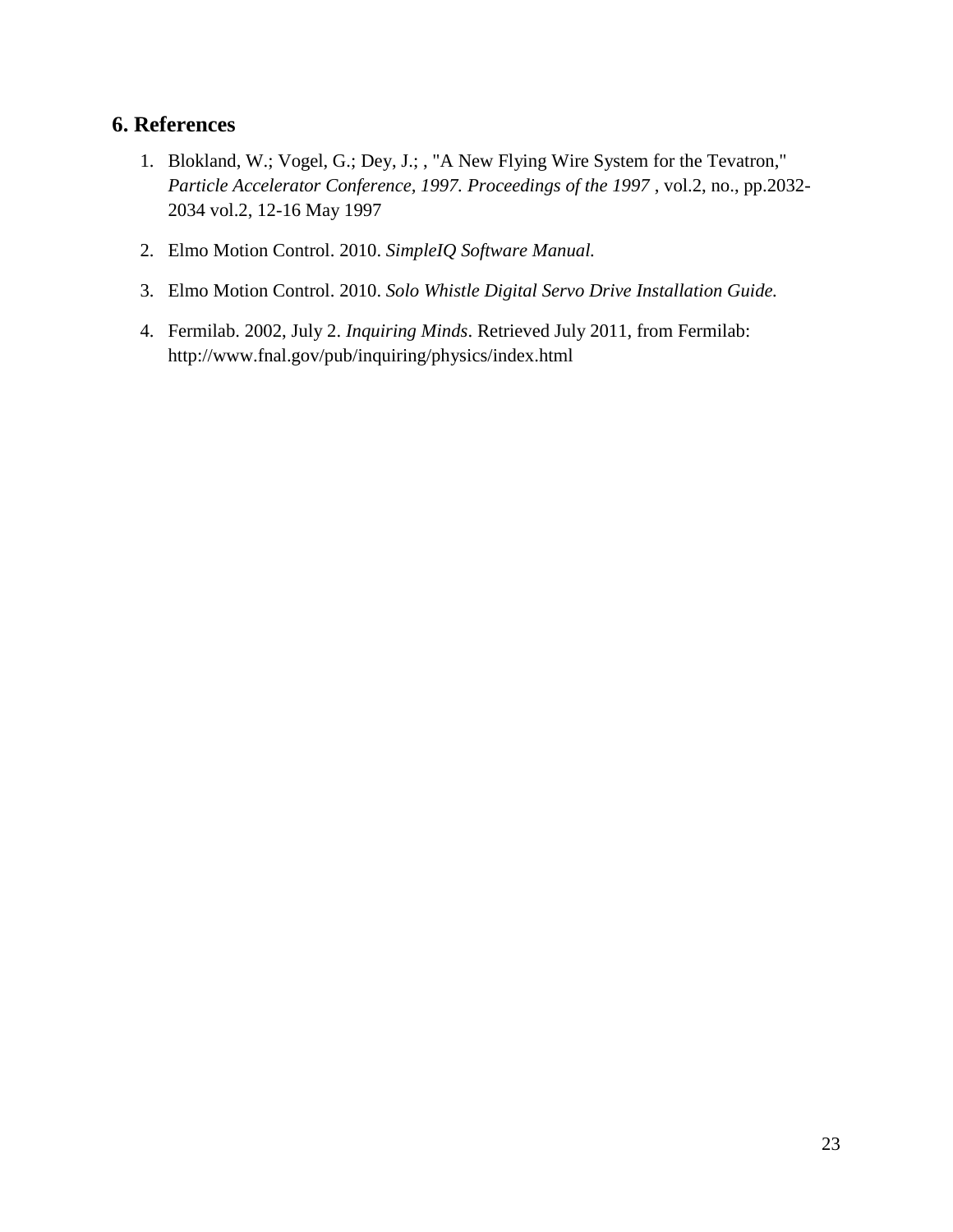## 6. References

1. Blokland, W.; Vogel, G.; Dey, J.; , "A New Flying Wire System for the Tevatron," *Particle Accelerator Conference, 1997. Proceedings of the 1997* , vol.2, no., pp.2032-2034 vol.2, 12-16 May 1997

2. Elmo Motion Control. 2010. *SimpleIQ Software Manual.*

3. Elmo Motion Control. 2010. *Solo Whistle Digital Servo Drive Installation Guide.*

4. Fermilab. 2002, July 2. *Inquiring Minds*. Retrieved July 2011, from Fermilab: http://www.fnal.gov/pub/inquiring/physics/index.html